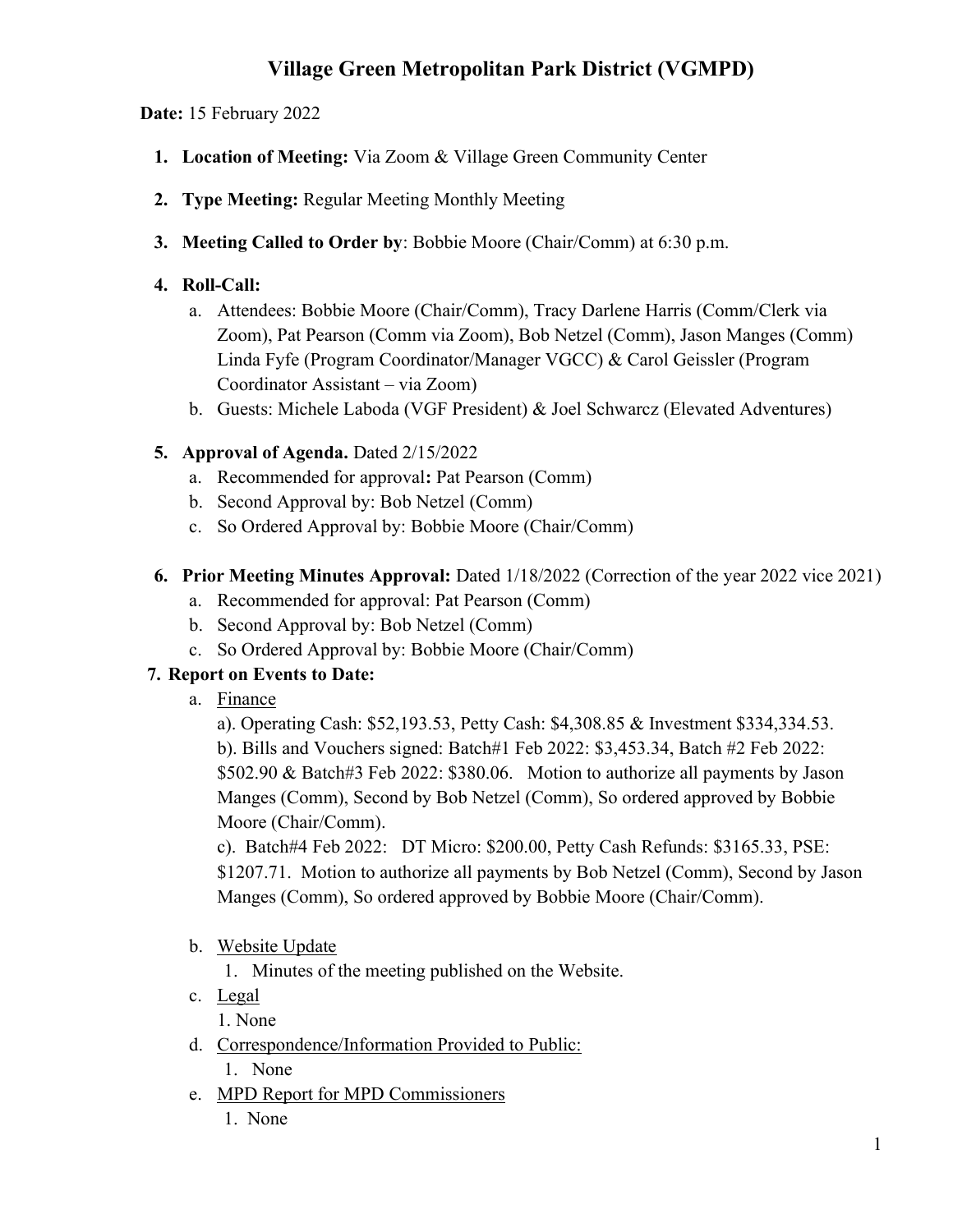# Village Green Metropolitan Park District (VGMPD)

**Date:** 15 February 2022

1. **Location of Meeting:** Via Zoom & Village Green Community Center
2. **Type Meeting:** Regular Meeting Monthly Meeting
3. **Meeting Called to Order by**: Bobbie Moore (Chair/Comm) at 6:30 p.m.
4. **Roll-Call:**
   a. Attendees: Bobbie Moore (Chair/Comm), Tracy Darlene Harris (Comm/Clerk via Zoom), Pat Pearson (Comm via Zoom), Bob Netzel (Comm), Jason Manges (Comm) Linda Fyfe (Program Coordinator/Manager VGCC) & Carol Geissler (Program Coordinator Assistant – via Zoom)
   b. Guests: Michele Laboda (VGF President) & Joel Schwarcz (Elevated Adventures)
5. **Approval of Agenda.** Dated 2/15/2022
   a. Recommended for approval**:** Pat Pearson (Comm)
   b. Second Approval by: Bob Netzel (Comm)
   c. So Ordered Approval by: Bobbie Moore (Chair/Comm)
6. **Prior Meeting Minutes Approval:** Dated 1/18/2022 (Correction of the year 2022 vice 2021)
   a. Recommended for approval: Pat Pearson (Comm)
   b. Second Approval by: Bob Netzel (Comm)
   c. So Ordered Approval by: Bobbie Moore (Chair/Comm)
7. **Report on Events to Date:**
   a. Finance

      a). Operating Cash: $52,193.53, Petty Cash: $4,308.85 & Investment $334,334.53.
      b). Bills and Vouchers signed: Batch#1 Feb 2022: $3,453.34, Batch #2 Feb 2022: $502.90 & Batch#3 Feb 2022: $380.06. Motion to authorize all payments by Jason Manges (Comm), Second by Bob Netzel (Comm), So ordered approved by Bobbie Moore (Chair/Comm).
      c). Batch#4 Feb 2022: DT Micro: $200.00, Petty Cash Refunds: $3165.33, PSE: $1207.71. Motion to authorize all payments by Bob Netzel (Comm), Second by Jason Manges (Comm), So ordered approved by Bobbie Moore (Chair/Comm).

   b. Website Update
      1. Minutes of the meeting published on the Website.
   c. Legal
      1. None
   d. Correspondence/Information Provided to Public:
      1. None
   e. MPD Report for MPD Commissioners
      1. None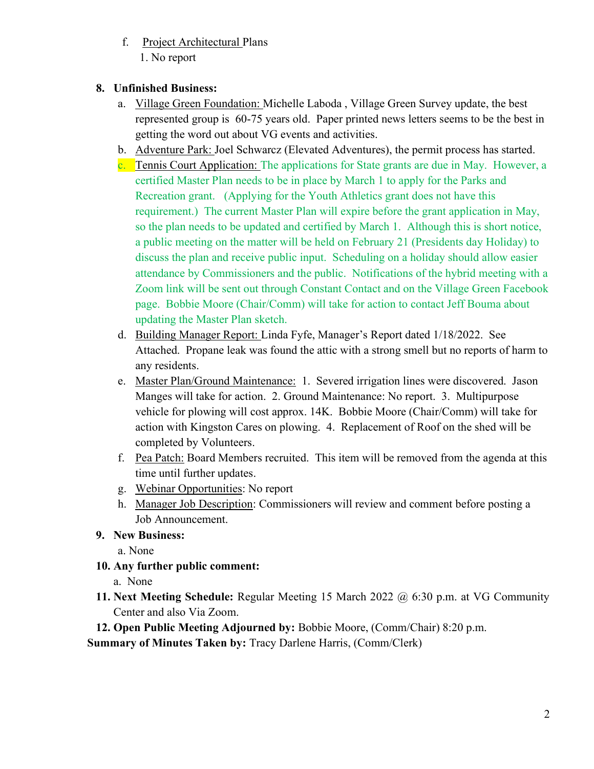f. Project Architectural Plans
   1. No report

**8. Unfinished Business:**

a. Village Green Foundation: Michelle Laboda , Village Green Survey update, the best represented group is 60-75 years old. Paper printed news letters seems to be the best in getting the word out about VG events and activities.

b. Adventure Park: Joel Schwarcz (Elevated Adventures), the permit process has started.

c. Tennis Court Application: The applications for State grants are due in May. However, a certified Master Plan needs to be in place by March 1 to apply for the Parks and Recreation grant. (Applying for the Youth Athletics grant does not have this requirement.) The current Master Plan will expire before the grant application in May, so the plan needs to be updated and certified by March 1. Although this is short notice, a public meeting on the matter will be held on February 21 (Presidents day Holiday) to discuss the plan and receive public input. Scheduling on a holiday should allow easier attendance by Commissioners and the public. Notifications of the hybrid meeting with a Zoom link will be sent out through Constant Contact and on the Village Green Facebook page. Bobbie Moore (Chair/Comm) will take for action to contact Jeff Bouma about updating the Master Plan sketch.

d. Building Manager Report: Linda Fyfe, Manager's Report dated 1/18/2022. See Attached. Propane leak was found the attic with a strong smell but no reports of harm to any residents.

e. Master Plan/Ground Maintenance: 1. Severed irrigation lines were discovered. Jason Manges will take for action. 2. Ground Maintenance: No report. 3. Multipurpose vehicle for plowing will cost approx. 14K. Bobbie Moore (Chair/Comm) will take for action with Kingston Cares on plowing. 4. Replacement of Roof on the shed will be completed by Volunteers.

f. Pea Patch: Board Members recruited. This item will be removed from the agenda at this time until further updates.

g. Webinar Opportunities: No report

h. Manager Job Description: Commissioners will review and comment before posting a Job Announcement.

**9. New Business:**

a. None

**10. Any further public comment:**

a. None

**11. Next Meeting Schedule:** Regular Meeting 15 March 2022 @ 6:30 p.m. at VG Community Center and also Via Zoom.

**12. Open Public Meeting Adjourned by:** Bobbie Moore, (Comm/Chair) 8:20 p.m.

**Summary of Minutes Taken by:** Tracy Darlene Harris, (Comm/Clerk)